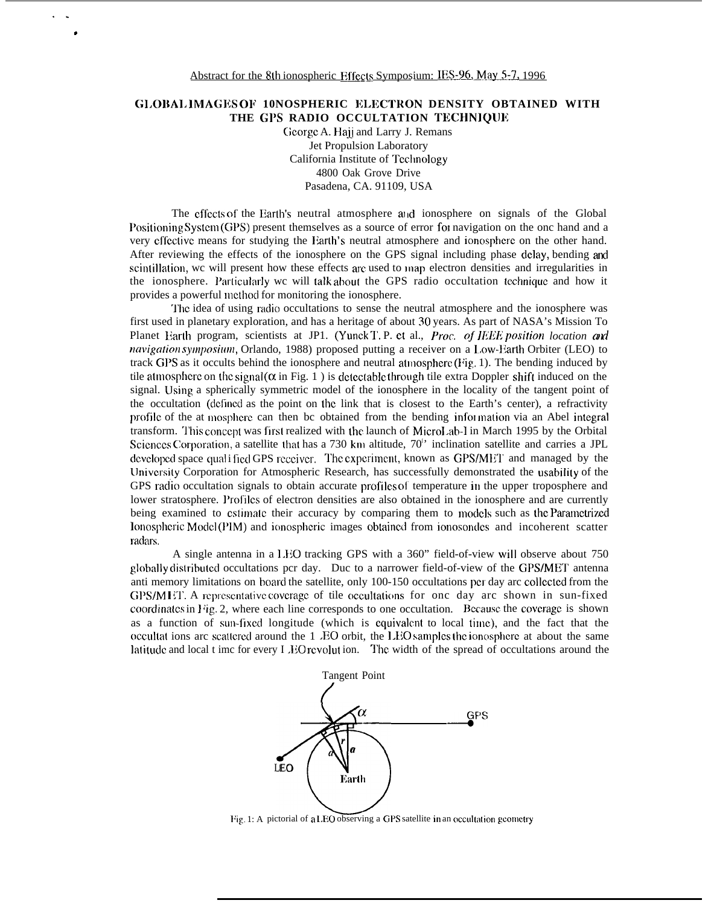Abstract for the 8th ionospheric Effects Symposium: IES-96, May 5-7, 1996

# GLOBAL IMAGES OF IONOSPHERIC ELECTRON DENSITY OBTAINED WITH THE GPS RADIO OCCULTATION TECHNIQUE

George A. Hajj and Larry J. Remans
Jet Propulsion Laboratory
California Institute of Technology
4800 Oak Grove Drive
Pasadena, CA. 91109, USA

The effects of the Earth's neutral atmosphere and ionosphere on signals of the Global Positioning System (GPS) present themselves as a source of error for navigation on the one hand and a very effective means for studying the Earth's neutral atmosphere and ionosphere on the other hand. After reviewing the effects of the ionosphere on the GPS signal including phase delay, bending and scintillation, we will present how these effects are used to map electron densities and irregularities in the ionosphere. Particularly we will talk about the GPS radio occultation technique and how it provides a powerful method for monitoring the ionosphere.

The idea of using radio occultations to sense the neutral atmosphere and the ionosphere was first used in planetary exploration, and has a heritage of about 30 years. As part of NASA's Mission To Planet Earth program, scientists at JPL (Yunck T. P. et al., *Proc. of IEEE position location and navigation symposium*, Orlando, 1988) proposed putting a receiver on a Low-Earth Orbiter (LEO) to track GPS as it occults behind the ionosphere and neutral atmosphere (Fig. 1). The bending induced by the atmosphere on the signal ($\alpha$ in Fig. 1 ) is detectable through the extra Doppler shift induced on the signal. Using a spherically symmetric model of the ionosphere in the locality of the tangent point of the occultation (defined as the point on the link that is closest to the Earth's center), a refractivity profile of the atmosphere can then be obtained from the bending information via an Abel integral transform. This concept was first realized with the launch of MicroLab-1 in March 1995 by the Orbital Sciences Corporation, a satellite that has a 730 km altitude, 70° inclination satellite and carries a JPL developed space qualified GPS receiver. The experiment, known as GPS/MET and managed by the University Corporation for Atmospheric Research, has successfully demonstrated the usability of the GPS radio occultation signals to obtain accurate profiles of temperature in the upper troposphere and lower stratosphere. Profiles of electron densities are also obtained in the ionosphere and are currently being examined to estimate their accuracy by comparing them to models such as the Parametrized Ionospheric Model (PIM) and ionospheric images obtained from ionosondes and incoherent scatter radars.

A single antenna in a LEO tracking GPS with a 360° field-of-view will observe about 750 globally distributed occultations per day. Due to a narrower field-of-view of the GPS/MET antenna and memory limitations on board the satellite, only 100-150 occultations per day are collected from the GPS/MET. A representative coverage of the occultations for one day are shown in sun-fixed coordinates in Fig. 2, where each line corresponds to one occultation. Because the coverage is shown as a function of sun-fixed longitude (which is equivalent to local time), and the fact that the occultations are scattered around the LEO orbit, the LEO samples the ionosphere at about the same latitude and local time for every LEO revolution. The width of the spread of occultations around the

Fig. 1: A pictorial of a LEO observing a GPS satellite in an occultation geometry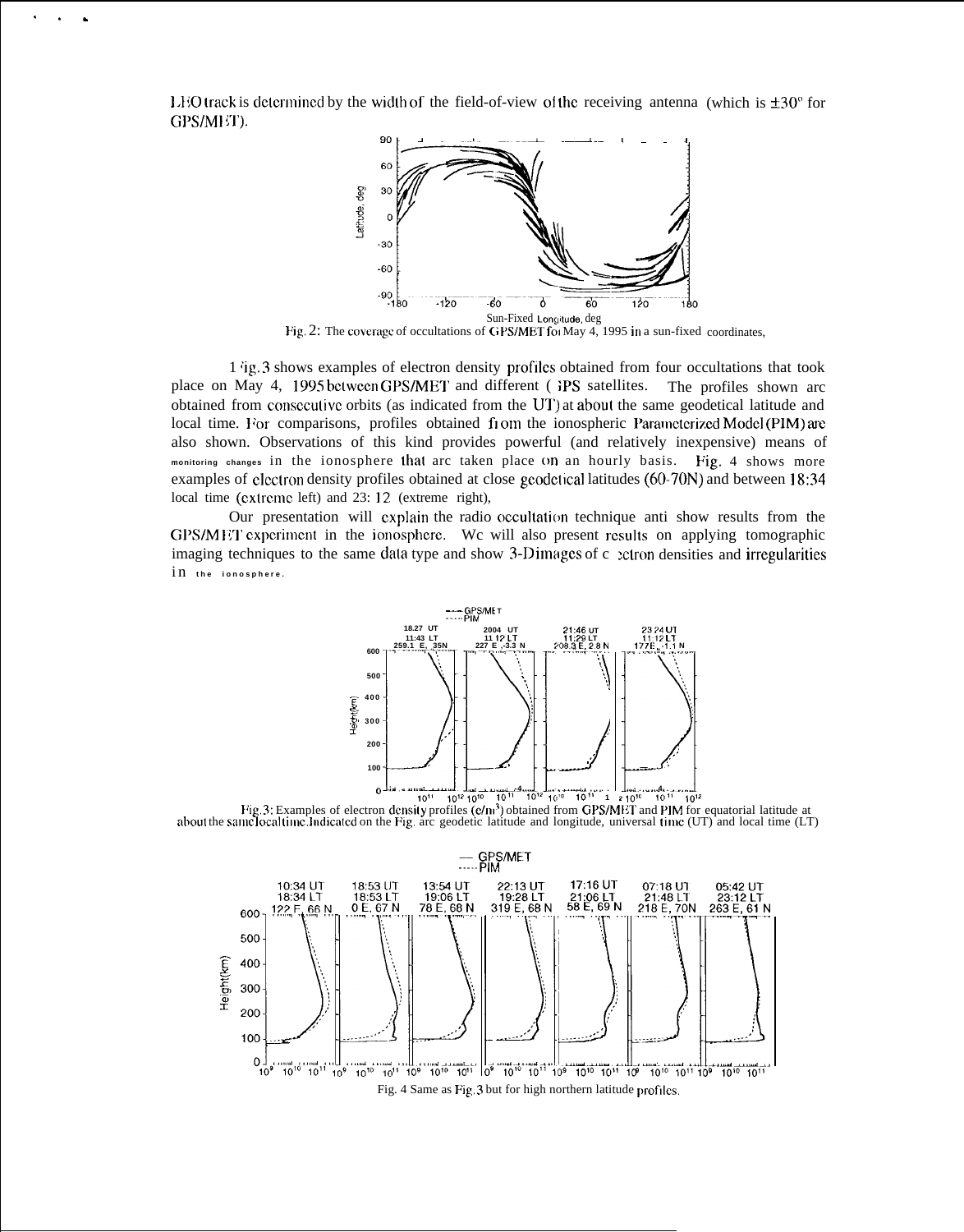LEO track is determined by the width of the field-of-view of the receiving antenna (which is ±30° for GPS/MET).

90

60

30

0

-30

-60

-90

Latitude, deg

-180 -120 -60 0 60 120 180

Sun-Fixed Longitude, deg

Fig. 2: The coverage of occultations of GPS/MET for May 4, 1995 in a sun-fixed coordinates,

Fig. 3 shows examples of electron density profiles obtained from four occultations that took place on May 4, 1995 between GPS/MET and different GPS satellites. The profiles shown are obtained from consecutive orbits (as indicated from the UT) at about the same geodetical latitude and local time. For comparisons, profiles obtained from the ionospheric Parameterized Model (PIM) are also shown. Observations of this kind provides powerful (and relatively inexpensive) means of monitoring changes in the ionosphere that are taken place on an hourly basis. Fig. 4 shows more examples of electron density profiles obtained at close geodetical latitudes (60-70N) and between 18:34 local time (extreme left) and 23:12 (extreme right),

Our presentation will explain the radio occultation technique and show results from the GPS/MET experiment in the ionosphere. We will also present results on applying tomographic imaging techniques to the same data type and show 3-D images of electron densities and irregularities in the ionosphere.

GPS/MET
PIM

18.27 UT
11:43 LT
259.1 E, 35N

2004 UT
11 12 LT
227 E, -3.3 N

21:46 UT
11:29 LT
208.3 E, 2.8 N

23 24 UT
11:12 LT
177E, -1.1 N

Height(km)

600
500
400
300
200
100
0

$10^{11}$ $10^{12}$ $10^{10}$ $10^{11}$ $10^{12}$ $10^{10}$ $10^{11}$ $10^{12}$ $10^{10}$ $10^{11}$ $10^{12}$

Fig. 3: Examples of electron density profiles ($e/m^3$) obtained from GPS/MET and PIM for equatorial latitude at about the same local time. Indicated on the Fig. are geodetic latitude and longitude, universal time (UT) and local time (LT)

GPS/MET
PIM

10:34 UT
18:34 LT
122 E, 66 N

18:53 UT
18:53 LT
0 E, 67 N

13:54 UT
19:06 LT
78 E, 68 N

22:13 UT
19:28 LT
319 E, 68 N

17:16 UT
21:06 LT
58 E, 69 N

07:18 UT
21:48 LT
218 E, 70N

05:42 UT
23:12 LT
263 E, 61 N

Height(km)

600
500
400
300
200
100
0

$10^{9}$ $10^{10}$ $10^{11}$ $10^{9}$ $10^{10}$ $10^{11}$ $10^{9}$ $10^{10}$ $10^{11}$ $10^{9}$ $10^{10}$ $10^{11}$ $10^{9}$ $10^{10}$ $10^{11}$ $10^{9}$ $10^{10}$ $10^{11}$ $10^{9}$ $10^{10}$ $10^{11}$

Fig. 4 Same as Fig. 3 but for high northern latitude profiles.